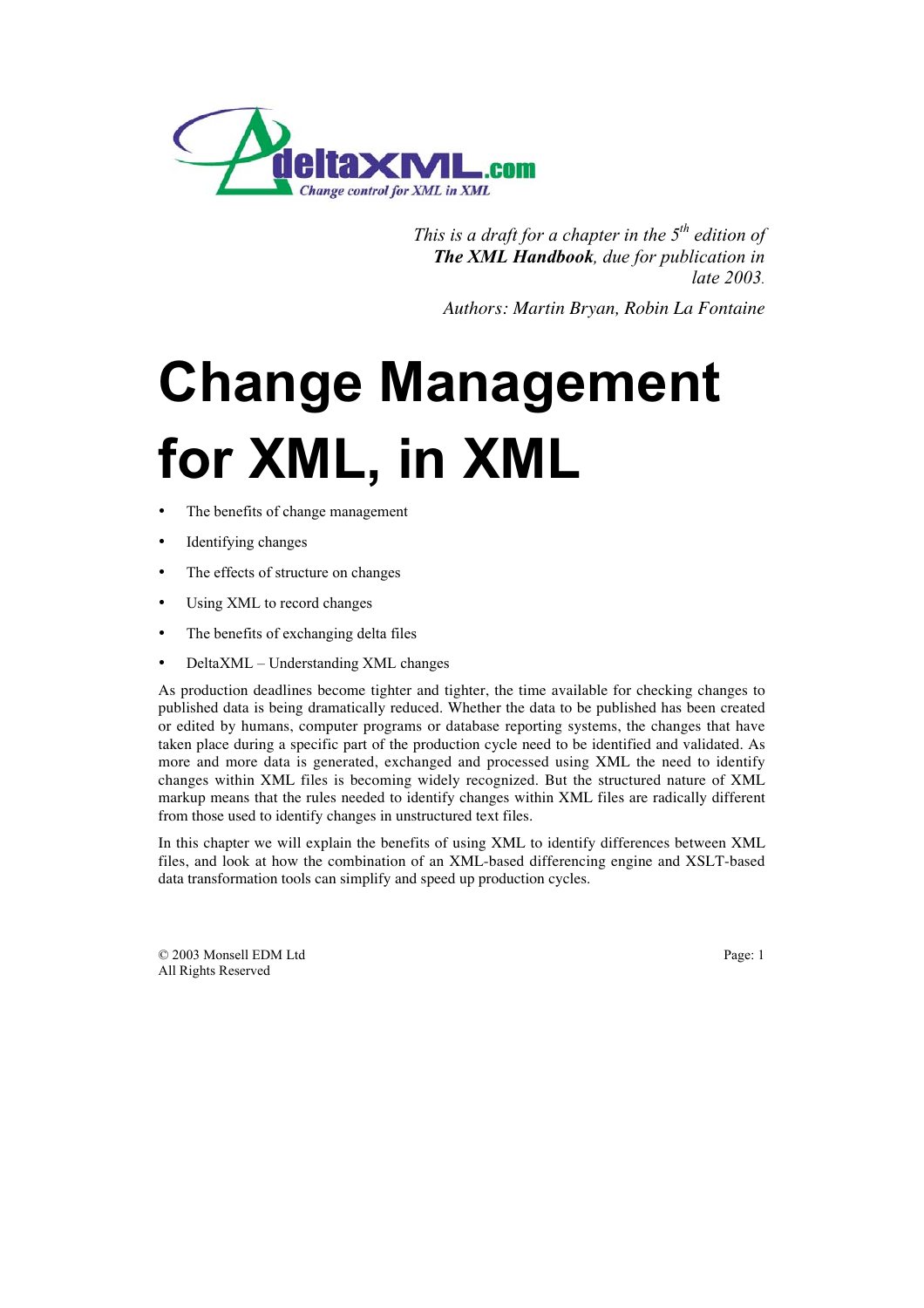*This is a draft for a chapter in the 5th edition of **The XML Handbook**, due for publication in late 2003.*

*Authors: Martin Bryan, Robin La Fontaine*

# Change Management for XML, in XML

- The benefits of change management
- Identifying changes
- The effects of structure on changes
- Using XML to record changes
- The benefits of exchanging delta files
- DeltaXML – Understanding XML changes

As production deadlines become tighter and tighter, the time available for checking changes to published data is being dramatically reduced. Whether the data to be published has been created or edited by humans, computer programs or database reporting systems, the changes that have taken place during a specific part of the production cycle need to be identified and validated. As more and more data is generated, exchanged and processed using XML the need to identify changes within XML files is becoming widely recognized. But the structured nature of XML markup means that the rules needed to identify changes within XML files are radically different from those used to identify changes in unstructured text files.

In this chapter we will explain the benefits of using XML to identify differences between XML files, and look at how the combination of an XML-based differencing engine and XSLT-based data transformation tools can simplify and speed up production cycles.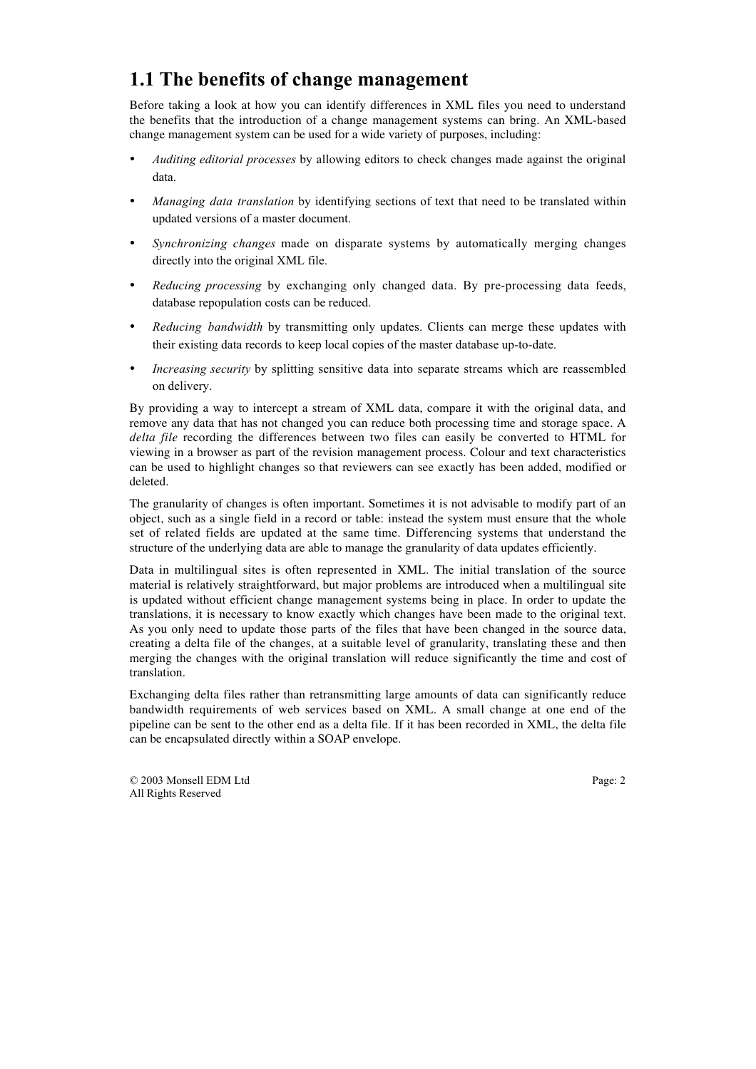## 1.1 The benefits of change management

Before taking a look at how you can identify differences in XML files you need to understand the benefits that the introduction of a change management systems can bring. An XML-based change management system can be used for a wide variety of purposes, including:

- *Auditing editorial processes* by allowing editors to check changes made against the original data.
- *Managing data translation* by identifying sections of text that need to be translated within updated versions of a master document.
- *Synchronizing changes* made on disparate systems by automatically merging changes directly into the original XML file.
- *Reducing processing* by exchanging only changed data. By pre-processing data feeds, database repopulation costs can be reduced.
- *Reducing bandwidth* by transmitting only updates. Clients can merge these updates with their existing data records to keep local copies of the master database up-to-date.
- *Increasing security* by splitting sensitive data into separate streams which are reassembled on delivery.

By providing a way to intercept a stream of XML data, compare it with the original data, and remove any data that has not changed you can reduce both processing time and storage space. A *delta file* recording the differences between two files can easily be converted to HTML for viewing in a browser as part of the revision management process. Colour and text characteristics can be used to highlight changes so that reviewers can see exactly has been added, modified or deleted.

The granularity of changes is often important. Sometimes it is not advisable to modify part of an object, such as a single field in a record or table: instead the system must ensure that the whole set of related fields are updated at the same time. Differencing systems that understand the structure of the underlying data are able to manage the granularity of data updates efficiently.

Data in multilingual sites is often represented in XML. The initial translation of the source material is relatively straightforward, but major problems are introduced when a multilingual site is updated without efficient change management systems being in place. In order to update the translations, it is necessary to know exactly which changes have been made to the original text. As you only need to update those parts of the files that have been changed in the source data, creating a delta file of the changes, at a suitable level of granularity, translating these and then merging the changes with the original translation will reduce significantly the time and cost of translation.

Exchanging delta files rather than retransmitting large amounts of data can significantly reduce bandwidth requirements of web services based on XML. A small change at one end of the pipeline can be sent to the other end as a delta file. If it has been recorded in XML, the delta file can be encapsulated directly within a SOAP envelope.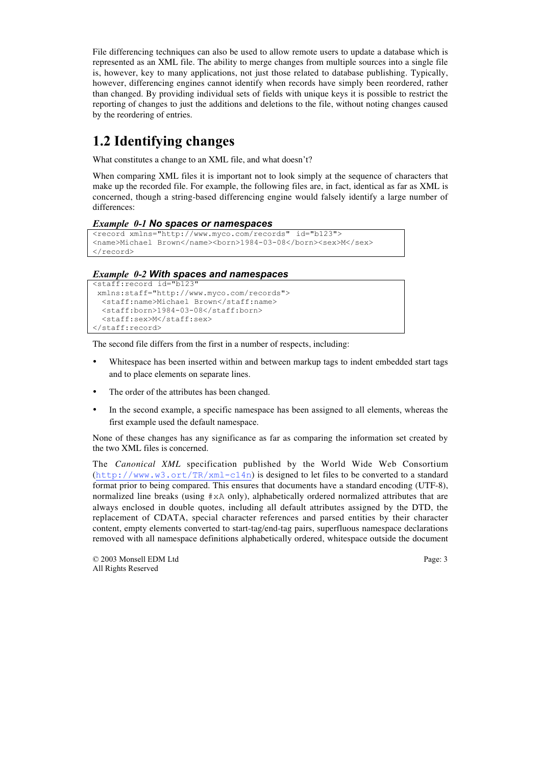File differencing techniques can also be used to allow remote users to update a database which is represented as an XML file. The ability to merge changes from multiple sources into a single file is, however, key to many applications, not just those related to database publishing. Typically, however, differencing engines cannot identify when records have simply been reordered, rather than changed. By providing individual sets of fields with unique keys it is possible to restrict the reporting of changes to just the additions and deletions to the file, without noting changes caused by the reordering of entries.

## 1.2 Identifying changes

What constitutes a change to an XML file, and what doesn't?

When comparing XML files it is important not to look simply at the sequence of characters that make up the recorded file. For example, the following files are, in fact, identical as far as XML is concerned, though a string-based differencing engine would falsely identify a large number of differences:

***Example 0-1* No spaces or namespaces**

```
<record xmlns="http://www.myco.com/records"  id="b123">
<name>Michael Brown</name><born>1984-03-08</born><sex>M</sex>
</record>
```

***Example 0-2* With spaces and namespaces**

```
<staff:record id="b123"
 xmlns:staff="http://www.myco.com/records">
  <staff:name>Michael Brown</staff:name>
  <staff:born>1984-03-08</staff:born>
  <staff:sex>M</staff:sex>
</staff:record>
```

The second file differs from the first in a number of respects, including:

- Whitespace has been inserted within and between markup tags to indent embedded start tags and to place elements on separate lines.
- The order of the attributes has been changed.
- In the second example, a specific namespace has been assigned to all elements, whereas the first example used the default namespace.

None of these changes has any significance as far as comparing the information set created by the two XML files is concerned.

The *Canonical XML* specification published by the World Wide Web Consortium (http://www.w3.ort/TR/xml-c14n) is designed to let files to be converted to a standard format prior to being compared. This ensures that documents have a standard encoding (UTF-8), normalized line breaks (using `#xA` only), alphabetically ordered normalized attributes that are always enclosed in double quotes, including all default attributes assigned by the DTD, the replacement of CDATA, special character references and parsed entities by their character content, empty elements converted to start-tag/end-tag pairs, superfluous namespace declarations removed with all namespace definitions alphabetically ordered, whitespace outside the document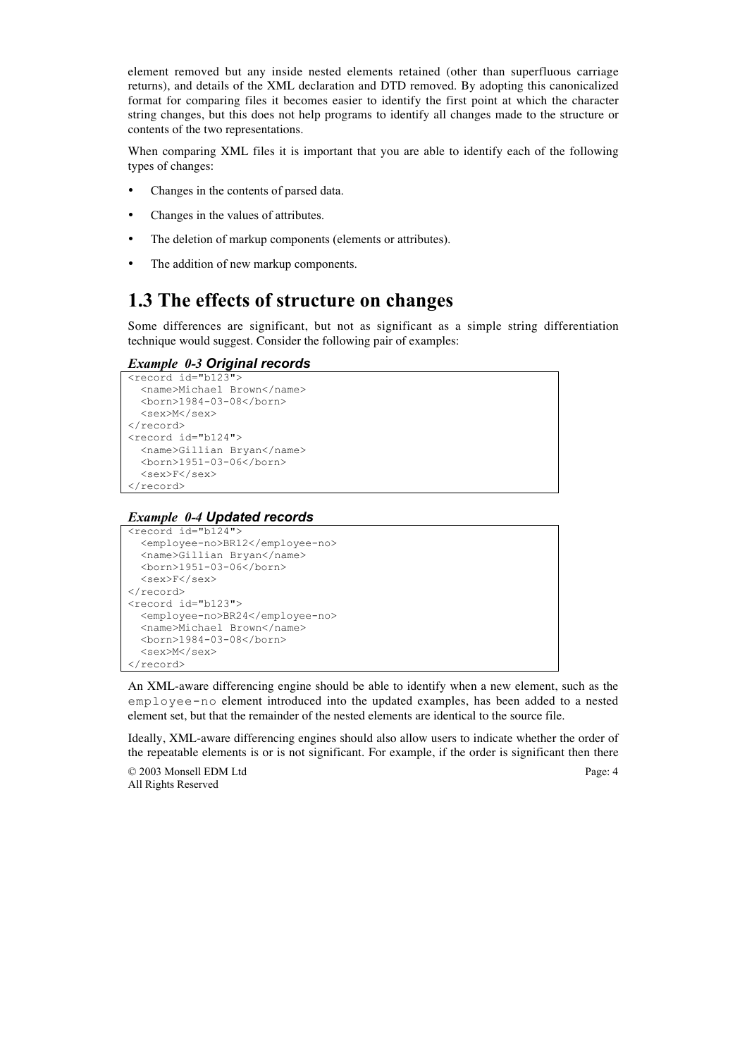element removed but any inside nested elements retained (other than superfluous carriage returns), and details of the XML declaration and DTD removed. By adopting this canonicalized format for comparing files it becomes easier to identify the first point at which the character string changes, but this does not help programs to identify all changes made to the structure or contents of the two representations.

When comparing XML files it is important that you are able to identify each of the following types of changes:

- Changes in the contents of parsed data.
- Changes in the values of attributes.
- The deletion of markup components (elements or attributes).
- The addition of new markup components.

## 1.3 The effects of structure on changes

Some differences are significant, but not as significant as a simple string differentiation technique would suggest. Consider the following pair of examples:

***Example 0-3 Original records***

```
<record id="b123">
  <name>Michael Brown</name>
  <born>1984-03-08</born>
  <sex>M</sex>
</record>
<record id="b124">
  <name>Gillian Bryan</name>
  <born>1951-03-06</born>
  <sex>F</sex>
</record>
```

***Example 0-4 Updated records***

```
<record id="b124">
  <employee-no>BR12</employee-no>
  <name>Gillian Bryan</name>
  <born>1951-03-06</born>
  <sex>F</sex>
</record>
<record id="b123">
  <employee-no>BR24</employee-no>
  <name>Michael Brown</name>
  <born>1984-03-08</born>
  <sex>M</sex>
</record>
```

An XML-aware differencing engine should be able to identify when a new element, such as the `employee-no` element introduced into the updated examples, has been added to a nested element set, but that the remainder of the nested elements are identical to the source file.

Ideally, XML-aware differencing engines should also allow users to indicate whether the order of the repeatable elements is or is not significant. For example, if the order is significant then there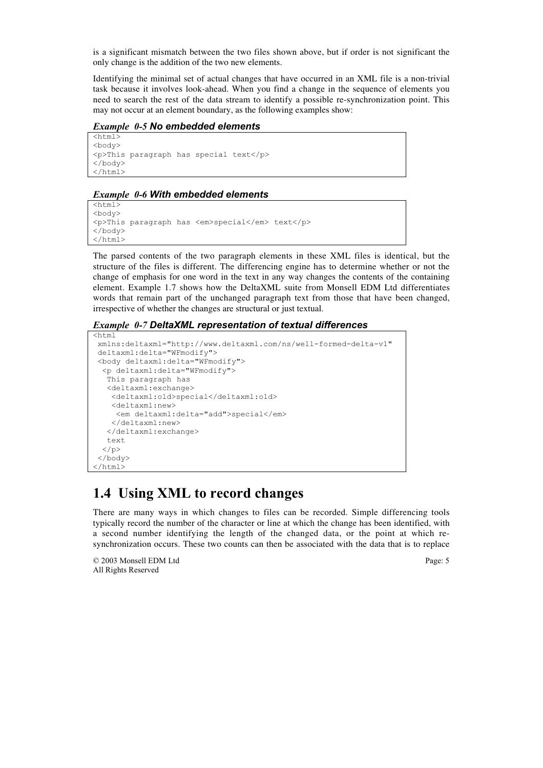is a significant mismatch between the two files shown above, but if order is not significant the only change is the addition of the two new elements.

Identifying the minimal set of actual changes that have occurred in an XML file is a non-trivial task because it involves look-ahead. When you find a change in the sequence of elements you need to search the rest of the data stream to identify a possible re-synchronization point. This may not occur at an element boundary, as the following examples show:

***Example 0-5 No embedded elements***

```
<html>
<body>
<p>This paragraph has special text</p>
</body>
</html>
```

***Example 0-6 With embedded elements***

```
<html>
<body>
<p>This paragraph has <em>special</em> text</p>
</body>
</html>
```

The parsed contents of the two paragraph elements in these XML files is identical, but the structure of the files is different. The differencing engine has to determine whether or not the change of emphasis for one word in the text in any way changes the contents of the containing element. Example 1.7 shows how the DeltaXML suite from Monsell EDM Ltd differentiates words that remain part of the unchanged paragraph text from those that have been changed, irrespective of whether the changes are structural or just textual.

***Example 0-7 DeltaXML representation of textual differences***

```
<html
 xmlns:deltaxml="http://www.deltaxml.com/ns/well-formed-delta-v1"
 deltaxml:delta="WFmodify">
 <body deltaxml:delta="WFmodify">
  <p deltaxml:delta="WFmodify">
   This paragraph has
   <deltaxml:exchange>
    <deltaxml:old>special</deltaxml:old>
    <deltaxml:new>
     <em deltaxml:delta="add">special</em>
    </deltaxml:new>
   </deltaxml:exchange>
   text
  </p>
 </body>
</html>
```

# 1.4 Using XML to record changes

There are many ways in which changes to files can be recorded. Simple differencing tools typically record the number of the character or line at which the change has been identified, with a second number identifying the length of the changed data, or the point at which re-synchronization occurs. These two counts can then be associated with the data that is to replace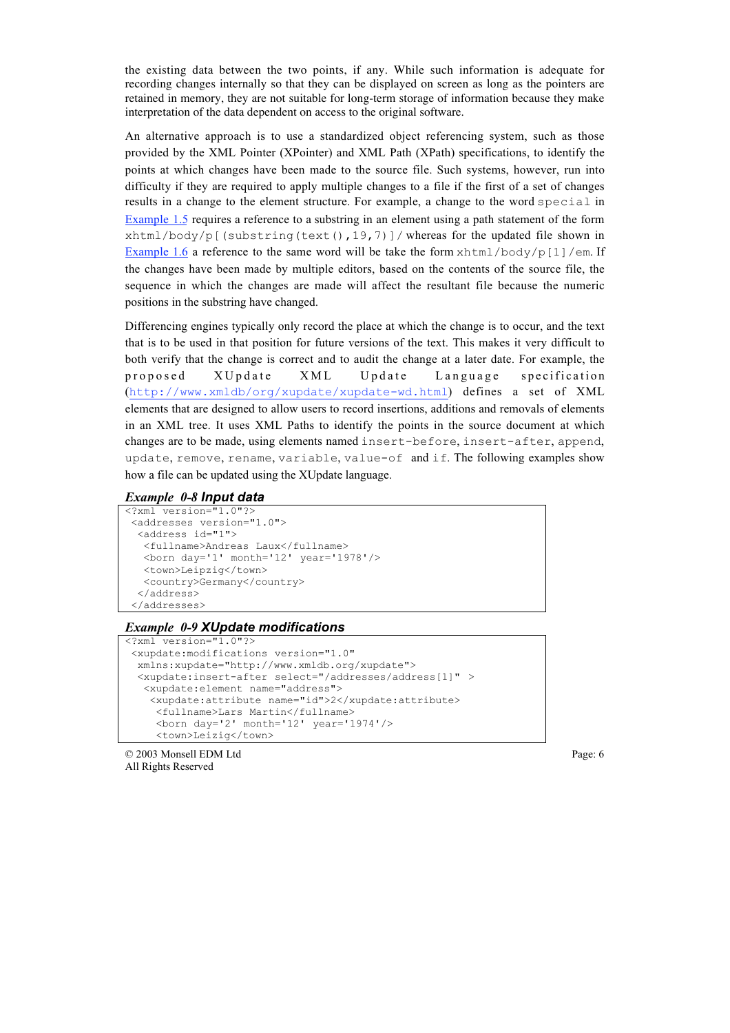the existing data between the two points, if any. While such information is adequate for recording changes internally so that they can be displayed on screen as long as the pointers are retained in memory, they are not suitable for long-term storage of information because they make interpretation of the data dependent on access to the original software.

An alternative approach is to use a standardized object referencing system, such as those provided by the XML Pointer (XPointer) and XML Path (XPath) specifications, to identify the points at which changes have been made to the source file. Such systems, however, run into difficulty if they are required to apply multiple changes to a file if the first of a set of changes results in a change to the element structure. For example, a change to the word `special` in Example 1.5 requires a reference to a substring in an element using a path statement of the form `xhtml/body/p[(substring(text(),19,7)]/` whereas for the updated file shown in Example 1.6 a reference to the same word will be take the form `xhtml/body/p[1]/em`. If the changes have been made by multiple editors, based on the contents of the source file, the sequence in which the changes are made will affect the resultant file because the numeric positions in the substring have changed.

Differencing engines typically only record the place at which the change is to occur, and the text that is to be used in that position for future versions of the text. This makes it very difficult to both verify that the change is correct and to audit the change at a later date. For example, the proposed XUpdate XML Update Language specification (http://www.xmldb/org/xupdate/xupdate-wd.html) defines a set of XML elements that are designed to allow users to record insertions, additions and removals of elements in an XML tree. It uses XML Paths to identify the points in the source document at which changes are to be made, using elements named `insert-before`, `insert-after`, `append`, `update`, `remove`, `rename`, `variable`, `value-of` and `if`. The following examples show how a file can be updated using the XUpdate language.

***Example 0-8 Input data***

```
<?xml version="1.0"?>
 <addresses version="1.0">
  <address id="1">
   <fullname>Andreas Laux</fullname>
   <born day='1' month='12' year='1978'/>
   <town>Leipzig</town>
   <country>Germany</country>
  </address>
 </addresses>
```

***Example 0-9 XUpdate modifications***

```
<?xml version="1.0"?>
 <xupdate:modifications version="1.0"
  xmlns:xupdate="http://www.xmldb.org/xupdate">
  <xupdate:insert-after select="/addresses/address[1]" >
   <xupdate:element name="address">
    <xupdate:attribute name="id">2</xupdate:attribute>
     <fullname>Lars Martin</fullname>
     <born day='2' month='12' year='1974'/>
     <town>Leizig</town>
```

© 2003 Monsell EDM Ltd
All Rights Reserved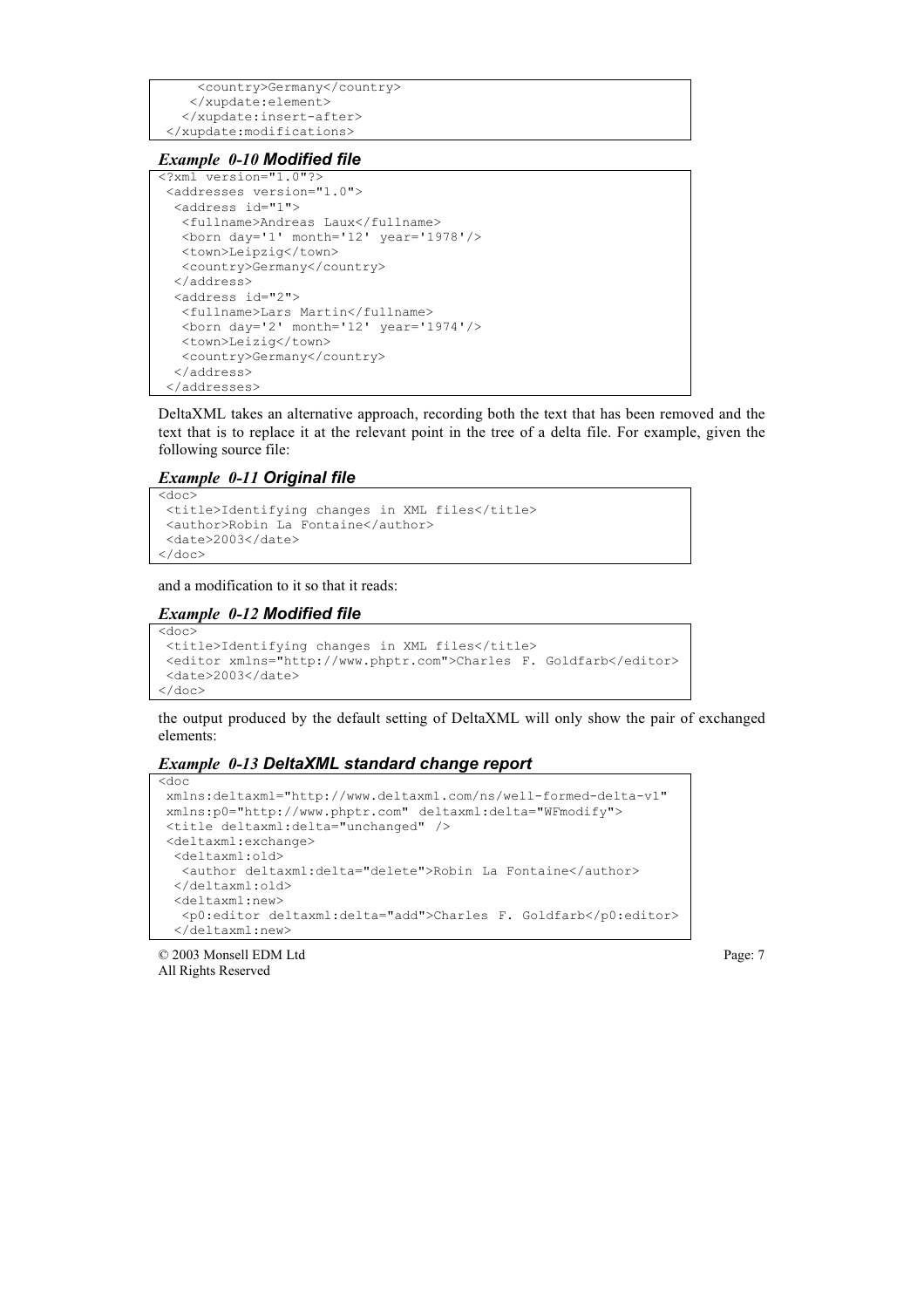```
      <country>Germany</country>
    </xupdate:element>
   </xupdate:insert-after>
 </xupdate:modifications>
```

*Example 0-10* ***Modified file***

```
<?xml version="1.0"?>
 <addresses version="1.0">
  <address id="1">
   <fullname>Andreas Laux</fullname>
   <born day='1' month='12' year='1978'/>
   <town>Leipzig</town>
   <country>Germany</country>
  </address>
  <address id="2">
   <fullname>Lars Martin</fullname>
   <born day='2' month='12' year='1974'/>
   <town>Leizig</town>
   <country>Germany</country>
  </address>
 </addresses>
```

DeltaXML takes an alternative approach, recording both the text that has been removed and the text that is to replace it at the relevant point in the tree of a delta file. For example, given the following source file:

*Example 0-11* ***Original file***

```
<doc>
 <title>Identifying changes in XML files</title>
 <author>Robin La Fontaine</author>
 <date>2003</date>
</doc>
```

and a modification to it so that it reads:

*Example 0-12* ***Modified file***

```
<doc>
 <title>Identifying changes in XML files</title>
 <editor xmlns="http://www.phptr.com">Charles F. Goldfarb</editor>
 <date>2003</date>
</doc>
```

the output produced by the default setting of DeltaXML will only show the pair of exchanged elements:

*Example 0-13* ***DeltaXML standard change report***

```
<doc
 xmlns:deltaxml="http://www.deltaxml.com/ns/well-formed-delta-v1"
 xmlns:p0="http://www.phptr.com" deltaxml:delta="WFmodify">
 <title deltaxml:delta="unchanged" />
 <deltaxml:exchange>
  <deltaxml:old>
   <author deltaxml:delta="delete">Robin La Fontaine</author>
  </deltaxml:old>
  <deltaxml:new>
   <p0:editor deltaxml:delta="add">Charles F. Goldfarb</p0:editor>
  </deltaxml:new>
```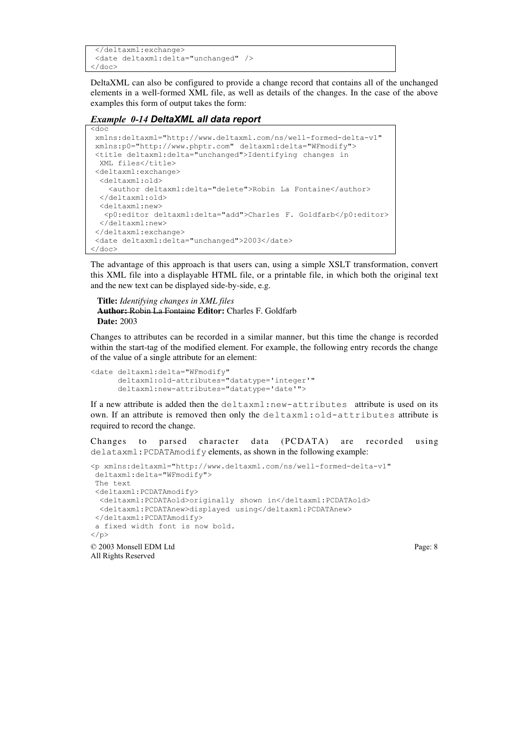```
  </deltaxml:exchange>
  <date deltaxml:delta="unchanged" />
</doc>
```

DeltaXML can also be configured to provide a change record that contains all of the unchanged elements in a well-formed XML file, as well as details of the changes. In the case of the above examples this form of output takes the form:

***Example 0-14 DeltaXML all data report***

```
<doc
 xmlns:deltaxml="http://www.deltaxml.com/ns/well-formed-delta-v1"
 xmlns:p0="http://www.phptr.com" deltaxml:delta="WFmodify">
 <title deltaxml:delta="unchanged">Identifying changes in
  XML files</title>
 <deltaxml:exchange>
  <deltaxml:old>
    <author deltaxml:delta="delete">Robin La Fontaine</author>
  </deltaxml:old>
  <deltaxml:new>
   <p0:editor deltaxml:delta="add">Charles F. Goldfarb</p0:editor>
  </deltaxml:new>
 </deltaxml:exchange>
 <date deltaxml:delta="unchanged">2003</date>
</doc>
```

The advantage of this approach is that users can, using a simple XSLT transformation, convert this XML file into a displayable HTML file, or a printable file, in which both the original text and the new text can be displayed side-by-side, e.g.

**Title:** *Identifying changes in XML files*
~~**Author:** Robin La Fontaine~~ **Editor:** Charles F. Goldfarb
**Date:** 2003

Changes to attributes can be recorded in a similar manner, but this time the change is recorded within the start-tag of the modified element. For example, the following entry records the change of the value of a single attribute for an element:

```
<date deltaxml:delta="WFmodify"
      deltaxml:old-attributes="datatype='integer'"
      deltaxml:new-attributes="datatype='date'">
```

If a new attribute is added then the `deltaxml:new-attributes` attribute is used on its own. If an attribute is removed then only the `deltaxml:old-attributes` attribute is required to record the change.

Changes to parsed character data (PCDATA) are recorded using `delataxml:PCDATAmodify` elements, as shown in the following example:

```
<p xmlns:deltaxml="http://www.deltaxml.com/ns/well-formed-delta-v1"
 deltaxml:delta="WFmodify">
 The text
 <deltaxml:PCDATAmodify>
  <deltaxml:PCDATAold>originally shown in</deltaxml:PCDATAold>
  <deltaxml:PCDATAnew>displayed using</deltaxml:PCDATAnew>
 </deltaxml:PCDATAmodify>
 a fixed width font is now bold.
</p>
```

© 2003 Monsell EDM Ltd
All Rights Reserved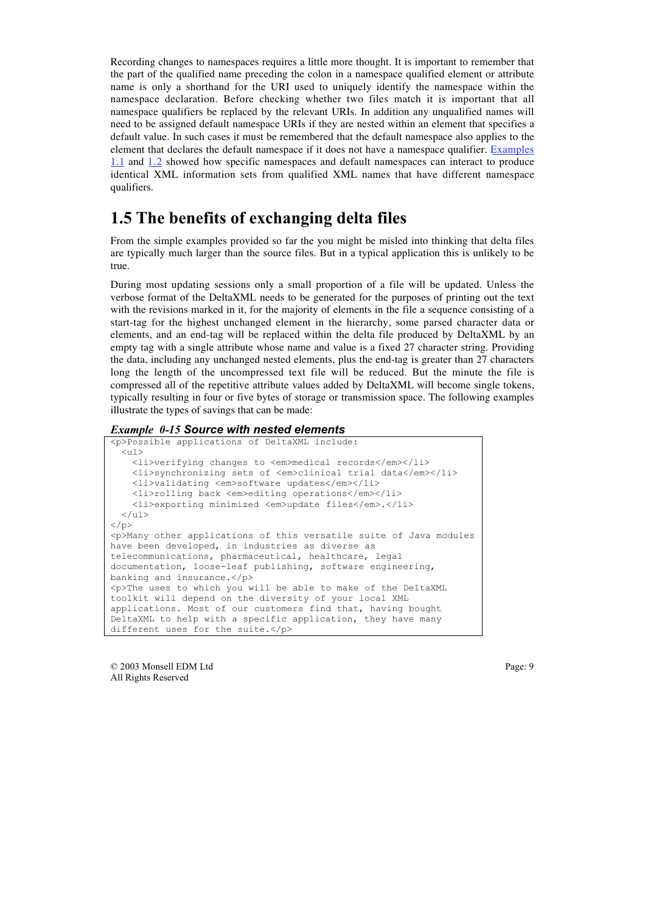Recording changes to namespaces requires a little more thought. It is important to remember that the part of the qualified name preceding the colon in a namespace qualified element or attribute name is only a shorthand for the URI used to uniquely identify the namespace within the namespace declaration. Before checking whether two files match it is important that all namespace qualifiers be replaced by the relevant URIs. In addition any unqualified names will need to be assigned default namespace URIs if they are nested within an element that specifies a default value. In such cases it must be remembered that the default namespace also applies to the element that declares the default namespace if it does not have a namespace qualifier. Examples 1.1 and 1.2 showed how specific namespaces and default namespaces can interact to produce identical XML information sets from qualified XML names that have different namespace qualifiers.

## 1.5 The benefits of exchanging delta files

From the simple examples provided so far the you might be misled into thinking that delta files are typically much larger than the source files. But in a typical application this is unlikely to be true.

During most updating sessions only a small proportion of a file will be updated. Unless the verbose format of the DeltaXML needs to be generated for the purposes of printing out the text with the revisions marked in it, for the majority of elements in the file a sequence consisting of a start-tag for the highest unchanged element in the hierarchy, some parsed character data or elements, and an end-tag will be replaced within the delta file produced by DeltaXML by an empty tag with a single attribute whose name and value is a fixed 27 character string. Providing the data, including any unchanged nested elements, plus the end-tag is greater than 27 characters long the length of the uncompressed text file will be reduced. But the minute the file is compressed all of the repetitive attribute values added by DeltaXML will become single tokens, typically resulting in four or five bytes of storage or transmission space. The following examples illustrate the types of savings that can be made:

***Example 0-15 Source with nested elements***

```
<p>Possible applications of DeltaXML include:
  <ul>
    <li>verifying changes to <em>medical records</em></li>
    <li>synchronizing sets of <em>clinical trial data</em></li>
    <li>validating <em>software updates</em></li>
    <li>rolling back <em>editing operations</em></li>
    <li>exporting minimized <em>update files</em>.</li>
  </ul>
</p>
<p>Many other applications of this versatile suite of Java modules
have been developed, in industries as diverse as
telecommunications, pharmaceutical, healthcare, legal
documentation, loose-leaf publishing, software engineering,
banking and insurance.</p>
<p>The uses to which you will be able to make of the DeltaXML
toolkit will depend on the diversity of your local XML
applications. Most of our customers find that, having bought
DeltaXML to help with a specific application, they have many
different uses for the suite.</p>
```

© 2003 Monsell EDM Ltd
All Rights Reserved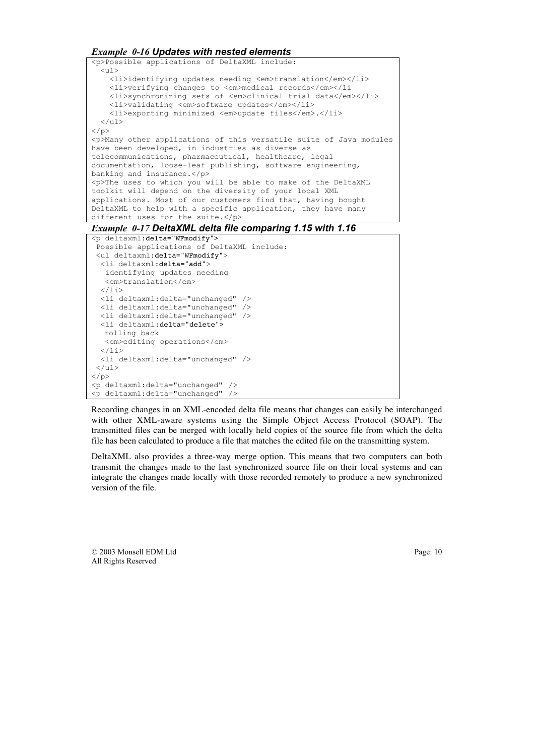***Example 0-16 Updates with nested elements***

```
<p>Possible applications of DeltaXML include:
  <ul>
    <li>identifying updates needing <em>translation</em></li>
    <li>verifying changes to <em>medical records</em></li
    <li>synchronizing sets of <em>clinical trial data</em></li>
    <li>validating <em>software updates</em></li>
    <li>exporting minimized <em>update files</em>.</li>
  </ul>
</p>
<p>Many other applications of this versatile suite of Java modules
have been developed, in industries as diverse as
telecommunications, pharmaceutical, healthcare, legal
documentation, loose-leaf publishing, software engineering,
banking and insurance.</p>
<p>The uses to which you will be able to make of the DeltaXML
toolkit will depend on the diversity of your local XML
applications. Most of our customers find that, having bought
DeltaXML to help with a specific application, they have many
different uses for the suite.</p>
```

***Example 0-17 DeltaXML delta file comparing 1.15 with 1.16***

```
<p deltaxml:delta="WFmodify">
 Possible applications of DeltaXML include:
 <ul deltaxml:delta="WFmodify">
  <li deltaxml:delta="add">
   identifying updates needing
   <em>translation</em>
  </li>
  <li deltaxml:delta="unchanged" />
  <li deltaxml:delta="unchanged" />
  <li deltaxml:delta="unchanged" />
  <li deltaxml:delta="delete">
   rolling back
   <em>editing operations</em>
  </li>
  <li deltaxml:delta="unchanged" />
 </ul>
</p>
<p deltaxml:delta="unchanged" />
<p deltaxml:delta="unchanged" />
```

Recording changes in an XML-encoded delta file means that changes can easily be interchanged with other XML-aware systems using the Simple Object Access Protocol (SOAP). The transmitted files can be merged with locally held copies of the source file from which the delta file has been calculated to produce a file that matches the edited file on the transmitting system.

DeltaXML also provides a three-way merge option. This means that two computers can both transmit the changes made to the last synchronized source file on their local systems and can integrate the changes made locally with those recorded remotely to produce a new synchronized version of the file.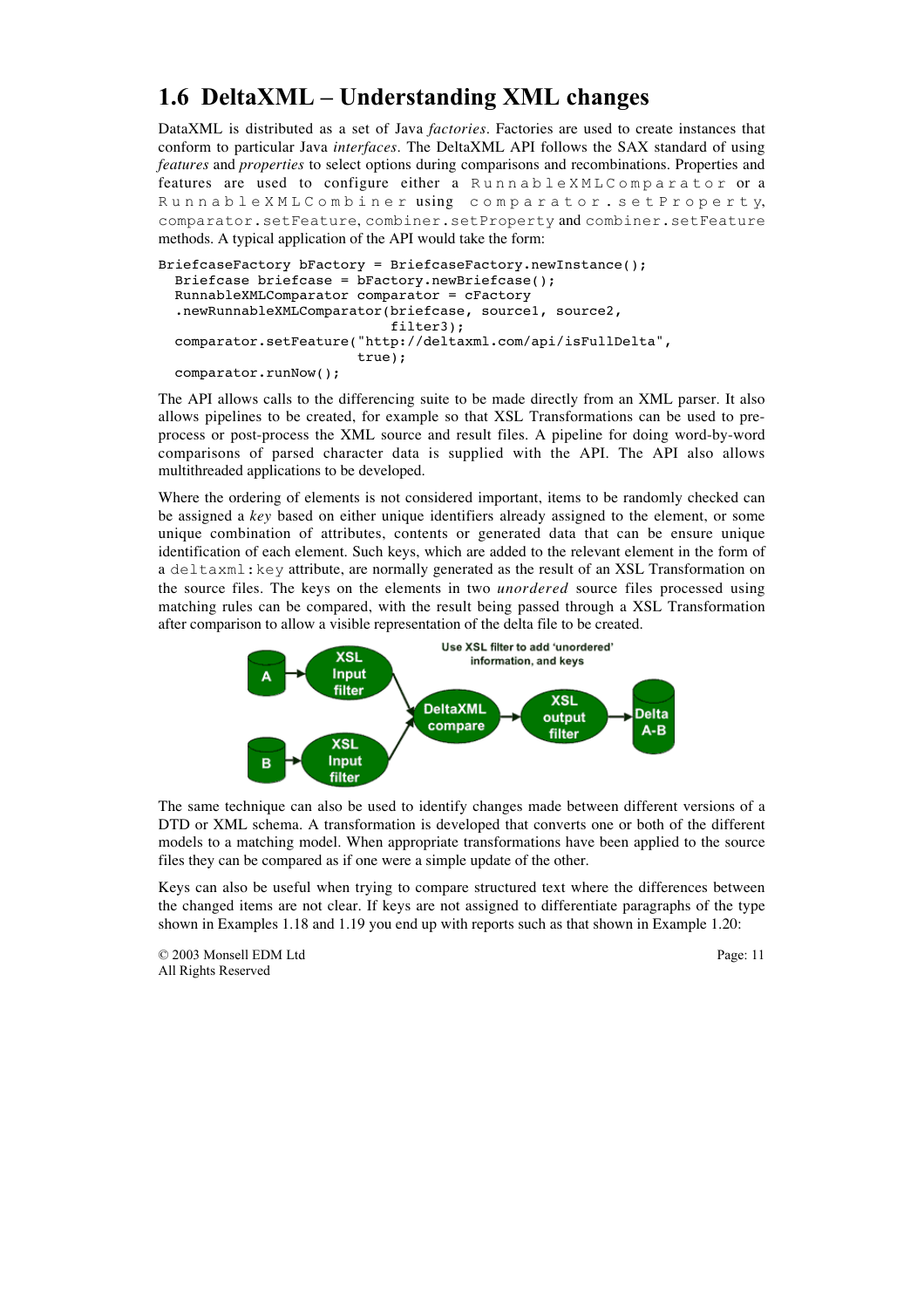## 1.6 DeltaXML – Understanding XML changes

DataXML is distributed as a set of Java *factories*. Factories are used to create instances that conform to particular Java *interfaces*. The DeltaXML API follows the SAX standard of using *features* and *properties* to select options during comparisons and recombinations. Properties and features are used to configure either a `RunnableXMLComparator` or a `RunnableXMLCombiner` using `comparator.setProperty`, `comparator.setFeature`, `combiner.setProperty` and `combiner.setFeature` methods. A typical application of the API would take the form:

```
BriefcaseFactory bFactory = BriefcaseFactory.newInstance();
  Briefcase briefcase = bFactory.newBriefcase();
  RunnableXMLComparator comparator = cFactory
  .newRunnableXMLComparator(briefcase, source1, source2,
                            filter3);
  comparator.setFeature("http://deltaxml.com/api/isFullDelta",
                       true);
  comparator.runNow();
```

The API allows calls to the differencing suite to be made directly from an XML parser. It also allows pipelines to be created, for example so that XSL Transformations can be used to pre-process or post-process the XML source and result files. A pipeline for doing word-by-word comparisons of parsed character data is supplied with the API. The API also allows multithreaded applications to be developed.

Where the ordering of elements is not considered important, items to be randomly checked can be assigned a *key* based on either unique identifiers already assigned to the element, or some unique combination of attributes, contents or generated data that can be ensure unique identification of each element. Such keys, which are added to the relevant element in the form of a `deltaxml:key` attribute, are normally generated as the result of an XSL Transformation on the source files. The keys on the elements in two *unordered* source files processed using matching rules can be compared, with the result being passed through a XSL Transformation after comparison to allow a visible representation of the delta file to be created.

Use XSL filter to add 'unordered' information, and keys

A → XSL Input filter → DeltaXML compare → XSL output filter → Delta A-B

B → XSL Input filter → DeltaXML compare

The same technique can also be used to identify changes made between different versions of a DTD or XML schema. A transformation is developed that converts one or both of the different models to a matching model. When appropriate transformations have been applied to the source files they can be compared as if one were a simple update of the other.

Keys can also be useful when trying to compare structured text where the differences between the changed items are not clear. If keys are not assigned to differentiate paragraphs of the type shown in Examples 1.18 and 1.19 you end up with reports such as that shown in Example 1.20:

© 2003 Monsell EDM Ltd
All Rights Reserved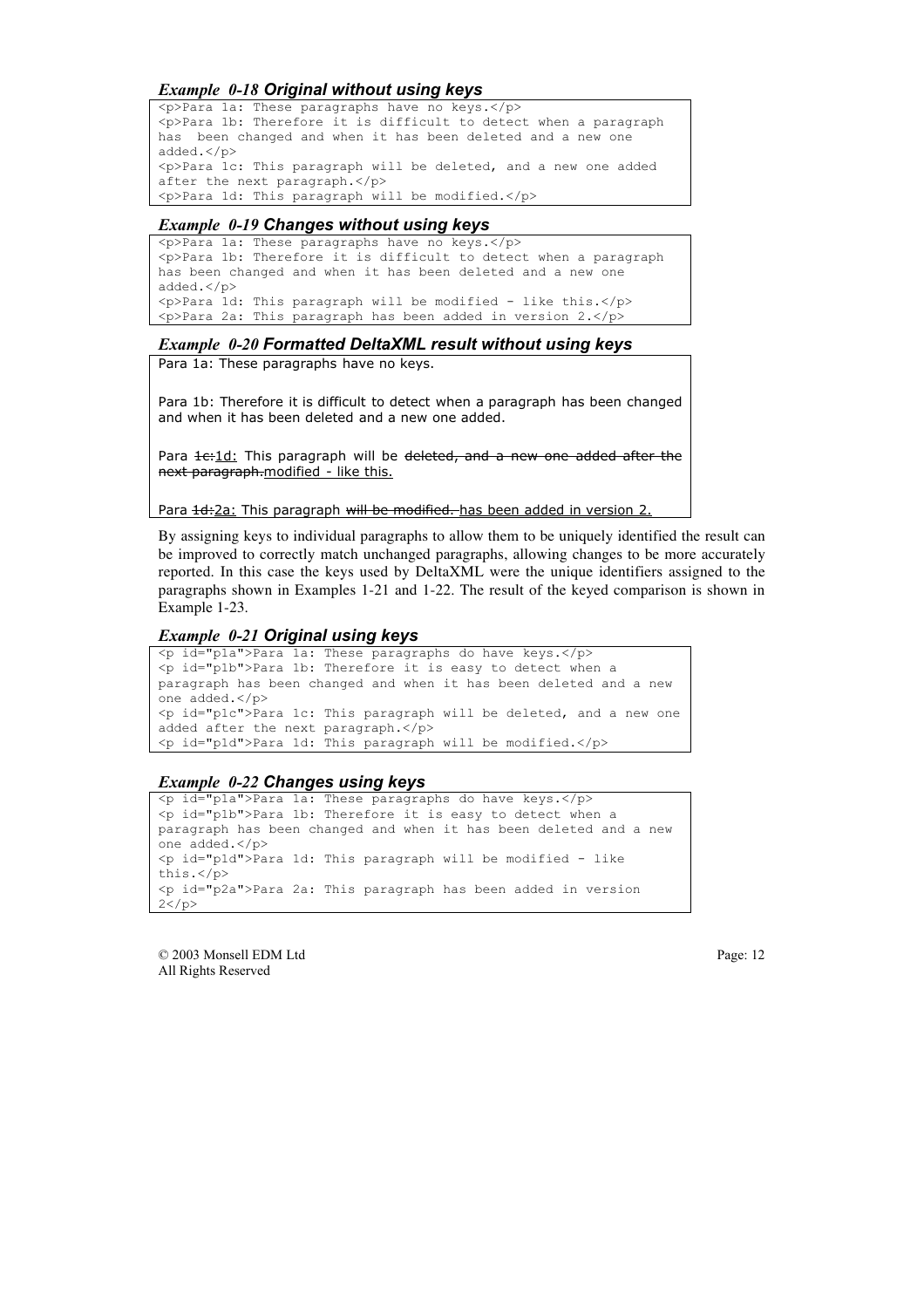***Example 0-18* Original without using keys**

```
<p>Para 1a: These paragraphs have no keys.</p>
<p>Para 1b: Therefore it is difficult to detect when a paragraph
has  been changed and when it has been deleted and a new one
added.</p>
<p>Para 1c: This paragraph will be deleted, and a new one added
after the next paragraph.</p>
<p>Para 1d: This paragraph will be modified.</p>
```

***Example 0-19* Changes without using keys**

```
<p>Para 1a: These paragraphs have no keys.</p>
<p>Para 1b: Therefore it is difficult to detect when a paragraph
has been changed and when it has been deleted and a new one
added.</p>
<p>Para 1d: This paragraph will be modified - like this.</p>
<p>Para 2a: This paragraph has been added in version 2.</p>
```

***Example 0-20* Formatted DeltaXML result without using keys**

Para 1a: These paragraphs have no keys.

Para 1b: Therefore it is difficult to detect when a paragraph has been changed and when it has been deleted and a new one added.

Para ~~1c:~~<u>1d:</u> This paragraph will be ~~deleted, and a new one added after the next paragraph.~~<u>modified - like this.</u>

Para ~~1d:~~<u>2a:</u> This paragraph ~~will be modified.~~ <u>has been added in version 2.</u>

By assigning keys to individual paragraphs to allow them to be uniquely identified the result can be improved to correctly match unchanged paragraphs, allowing changes to be more accurately reported. In this case the keys used by DeltaXML were the unique identifiers assigned to the paragraphs shown in Examples 1-21 and 1-22. The result of the keyed comparison is shown in Example 1-23.

***Example 0-21* Original using keys**

```
<p id="p1a">Para 1a: These paragraphs do have keys.</p>
<p id="p1b">Para 1b: Therefore it is easy to detect when a
paragraph has been changed and when it has been deleted and a new
one added.</p>
<p id="p1c">Para 1c: This paragraph will be deleted, and a new one
added after the next paragraph.</p>
<p id="p1d">Para 1d: This paragraph will be modified.</p>
```

***Example 0-22* Changes using keys**

```
<p id="p1a">Para 1a: These paragraphs do have keys.</p>
<p id="p1b">Para 1b: Therefore it is easy to detect when a
paragraph has been changed and when it has been deleted and a new
one added.</p>
<p id="p1d">Para 1d: This paragraph will be modified - like
this.</p>
<p id="p2a">Para 2a: This paragraph has been added in version
2</p>
```

© 2003 Monsell EDM Ltd
All Rights Reserved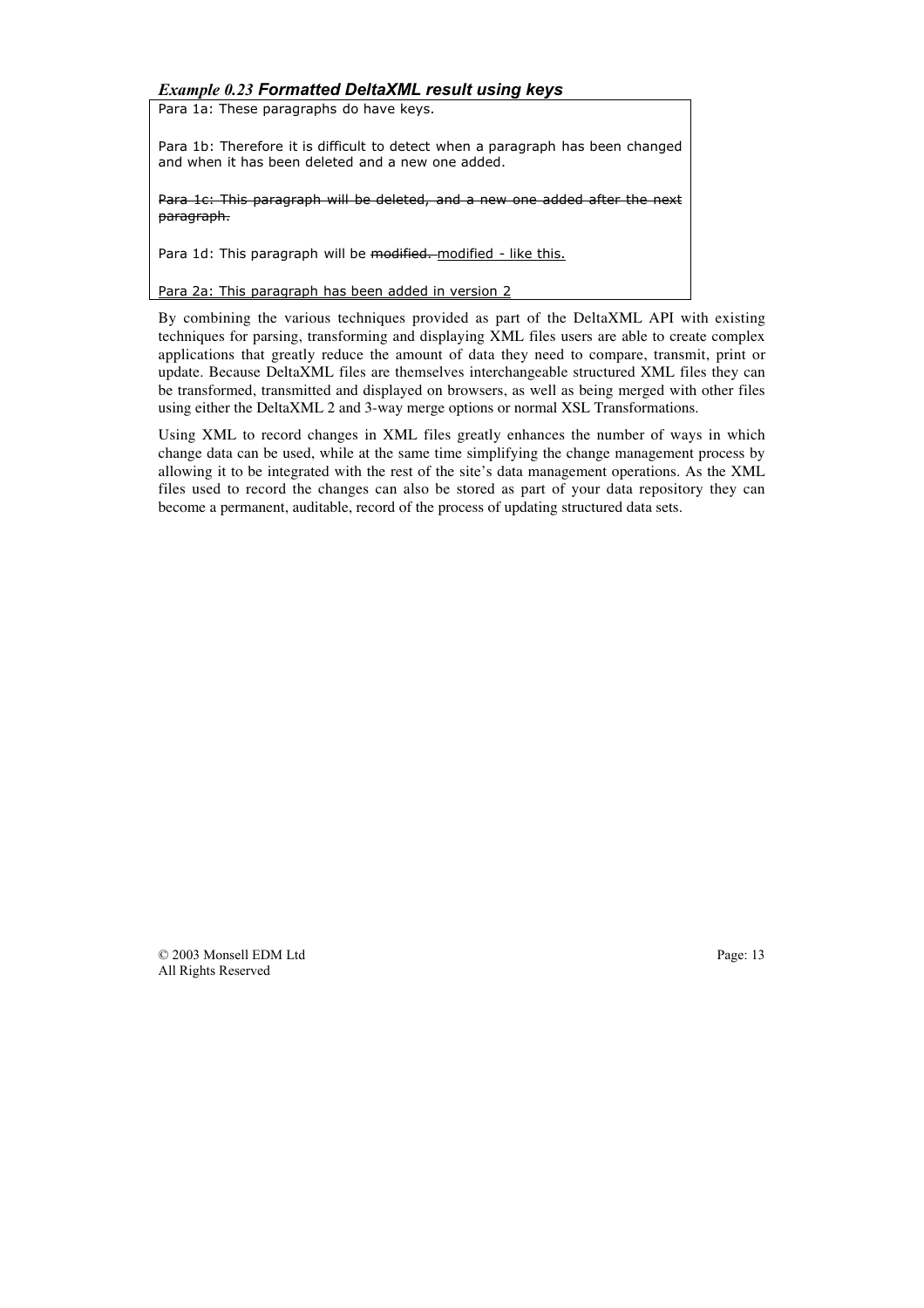*Example 0.23* ***Formatted DeltaXML result using keys***

Para 1a: These paragraphs do have keys.

Para 1b: Therefore it is difficult to detect when a paragraph has been changed and when it has been deleted and a new one added.

~~Para 1c: This paragraph will be deleted, and a new one added after the next paragraph.~~

Para 1d: This paragraph will be ~~modified.~~ <u>modified - like this.</u>

<u>Para 2a: This paragraph has been added in version 2</u>

By combining the various techniques provided as part of the DeltaXML API with existing techniques for parsing, transforming and displaying XML files users are able to create complex applications that greatly reduce the amount of data they need to compare, transmit, print or update. Because DeltaXML files are themselves interchangeable structured XML files they can be transformed, transmitted and displayed on browsers, as well as being merged with other files using either the DeltaXML 2 and 3-way merge options or normal XSL Transformations.

Using XML to record changes in XML files greatly enhances the number of ways in which change data can be used, while at the same time simplifying the change management process by allowing it to be integrated with the rest of the site's data management operations. As the XML files used to record the changes can also be stored as part of your data repository they can become a permanent, auditable, record of the process of updating structured data sets.